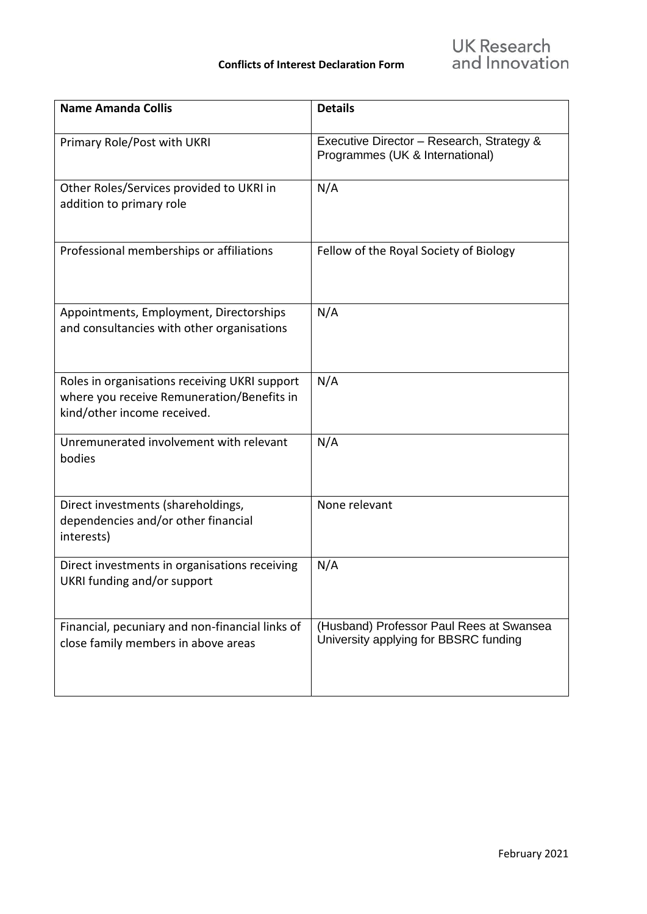**Conflicts of Interest Declaration Form**

UK Research and Innovation

| **Name Amanda Collis** | **Details** |
| --- | --- |
| Primary Role/Post with UKRI | Executive Director – Research, Strategy & Programmes (UK & International) |
| Other Roles/Services provided to UKRI in addition to primary role | N/A |
| Professional memberships or affiliations | Fellow of the Royal Society of Biology |
| Appointments, Employment, Directorships and consultancies with other organisations | N/A |
| Roles in organisations receiving UKRI support where you receive Remuneration/Benefits in kind/other income received. | N/A |
| Unremunerated involvement with relevant bodies | N/A |
| Direct investments (shareholdings, dependencies and/or other financial interests) | None relevant |
| Direct investments in organisations receiving UKRI funding and/or support | N/A |
| Financial, pecuniary and non-financial links of close family members in above areas | (Husband) Professor Paul Rees at Swansea University applying for BBSRC funding |

February 2021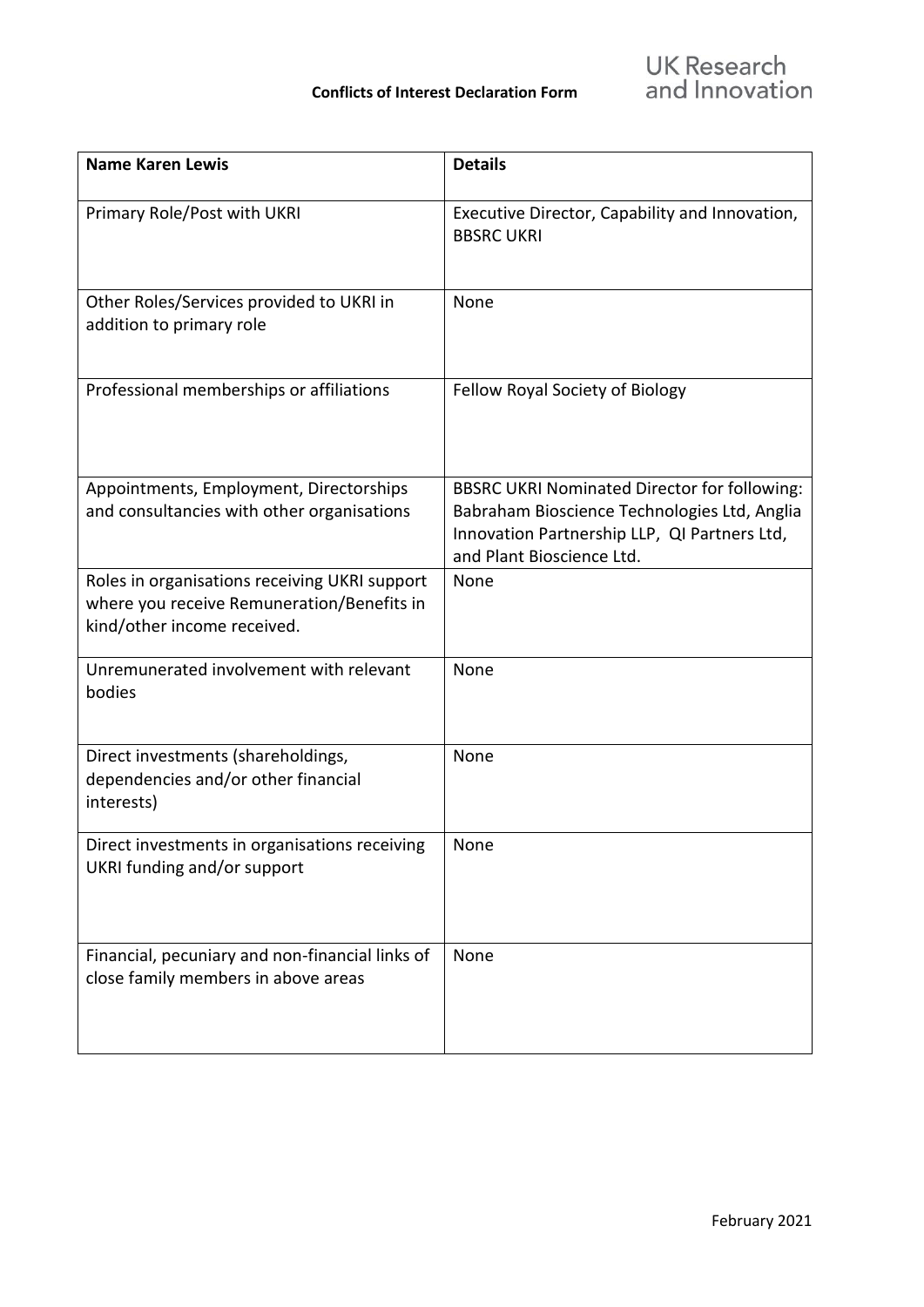**Conflicts of Interest Declaration Form**

| **Name Karen Lewis** | **Details** |
|---|---|
| Primary Role/Post with UKRI | Executive Director, Capability and Innovation, BBSRC UKRI |
| Other Roles/Services provided to UKRI in addition to primary role | None |
| Professional memberships or affiliations | Fellow Royal Society of Biology |
| Appointments, Employment, Directorships and consultancies with other organisations | BBSRC UKRI Nominated Director for following: Babraham Bioscience Technologies Ltd, Anglia Innovation Partnership LLP, QI Partners Ltd, and Plant Bioscience Ltd. |
| Roles in organisations receiving UKRI support where you receive Remuneration/Benefits in kind/other income received. | None |
| Unremunerated involvement with relevant bodies | None |
| Direct investments (shareholdings, dependencies and/or other financial interests) | None |
| Direct investments in organisations receiving UKRI funding and/or support | None |
| Financial, pecuniary and non-financial links of close family members in above areas | None |

February 2021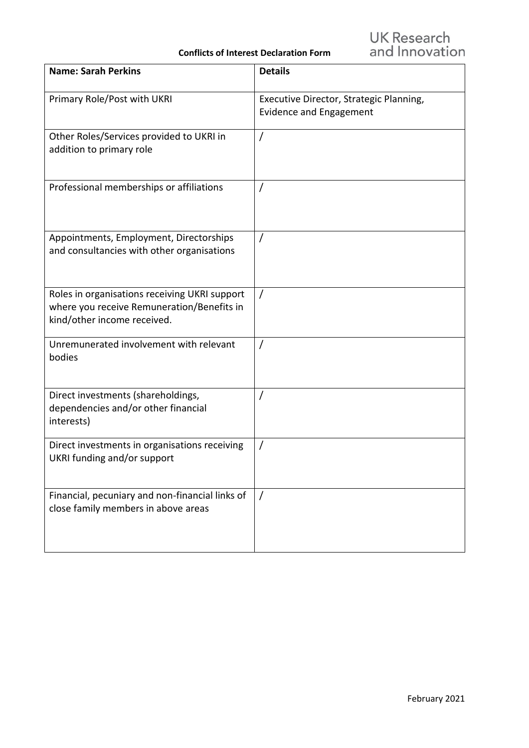**Conflicts of Interest Declaration Form**

UK Research and Innovation

| **Name: Sarah Perkins** | **Details** |
| --- | --- |
| Primary Role/Post with UKRI | Executive Director, Strategic Planning, Evidence and Engagement |
| Other Roles/Services provided to UKRI in addition to primary role | / |
| Professional memberships or affiliations | / |
| Appointments, Employment, Directorships and consultancies with other organisations | / |
| Roles in organisations receiving UKRI support where you receive Remuneration/Benefits in kind/other income received. | / |
| Unremunerated involvement with relevant bodies | / |
| Direct investments (shareholdings, dependencies and/or other financial interests) | / |
| Direct investments in organisations receiving UKRI funding and/or support | / |
| Financial, pecuniary and non-financial links of close family members in above areas | / |

February 2021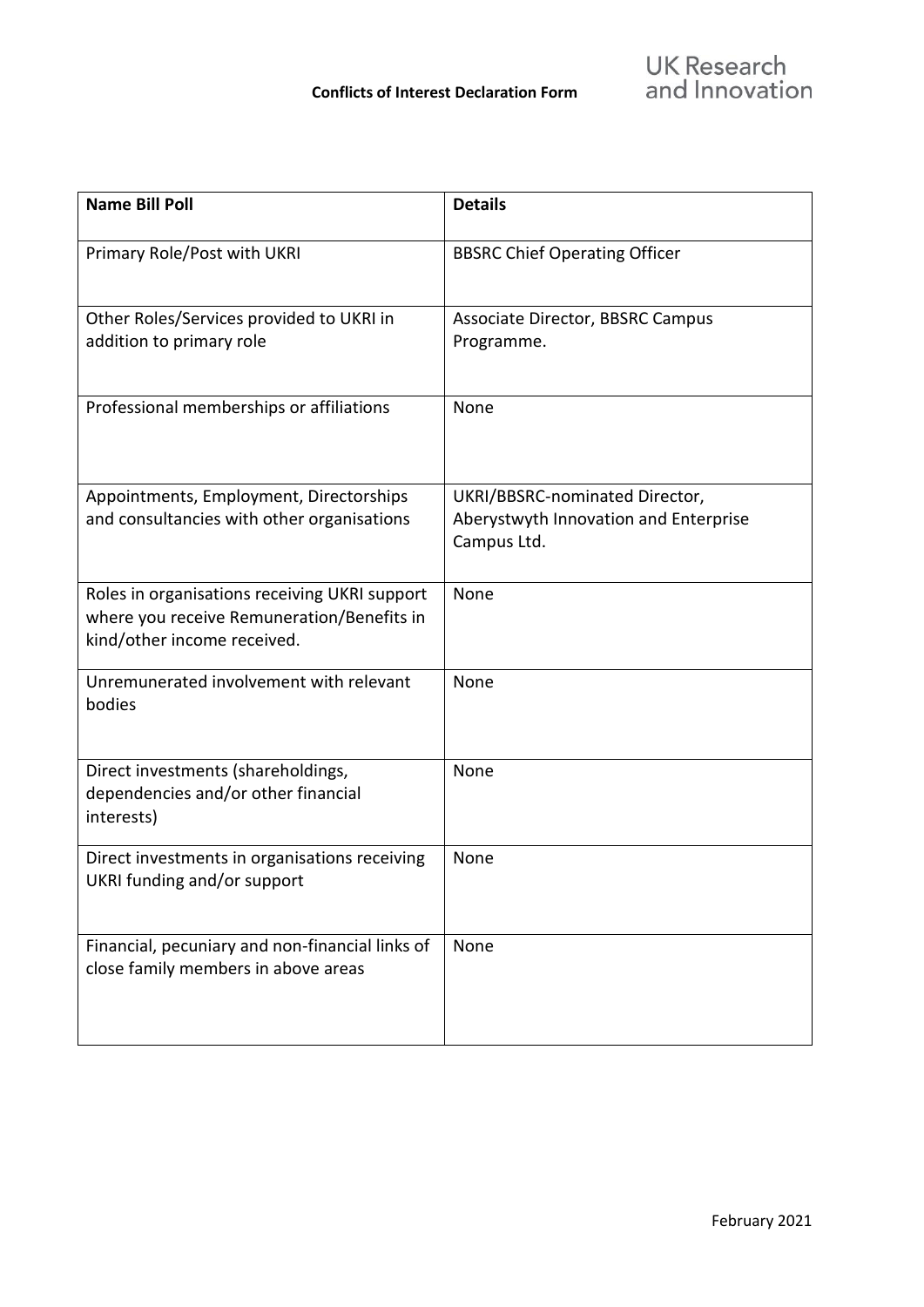**Conflicts of Interest Declaration Form**

UK Research and Innovation

| **Name Bill Poll** | **Details** |
| --- | --- |
| Primary Role/Post with UKRI | BBSRC Chief Operating Officer |
| Other Roles/Services provided to UKRI in addition to primary role | Associate Director, BBSRC Campus Programme. |
| Professional memberships or affiliations | None |
| Appointments, Employment, Directorships and consultancies with other organisations | UKRI/BBSRC-nominated Director, Aberystwyth Innovation and Enterprise Campus Ltd. |
| Roles in organisations receiving UKRI support where you receive Remuneration/Benefits in kind/other income received. | None |
| Unremunerated involvement with relevant bodies | None |
| Direct investments (shareholdings, dependencies and/or other financial interests) | None |
| Direct investments in organisations receiving UKRI funding and/or support | None |
| Financial, pecuniary and non-financial links of close family members in above areas | None |

February 2021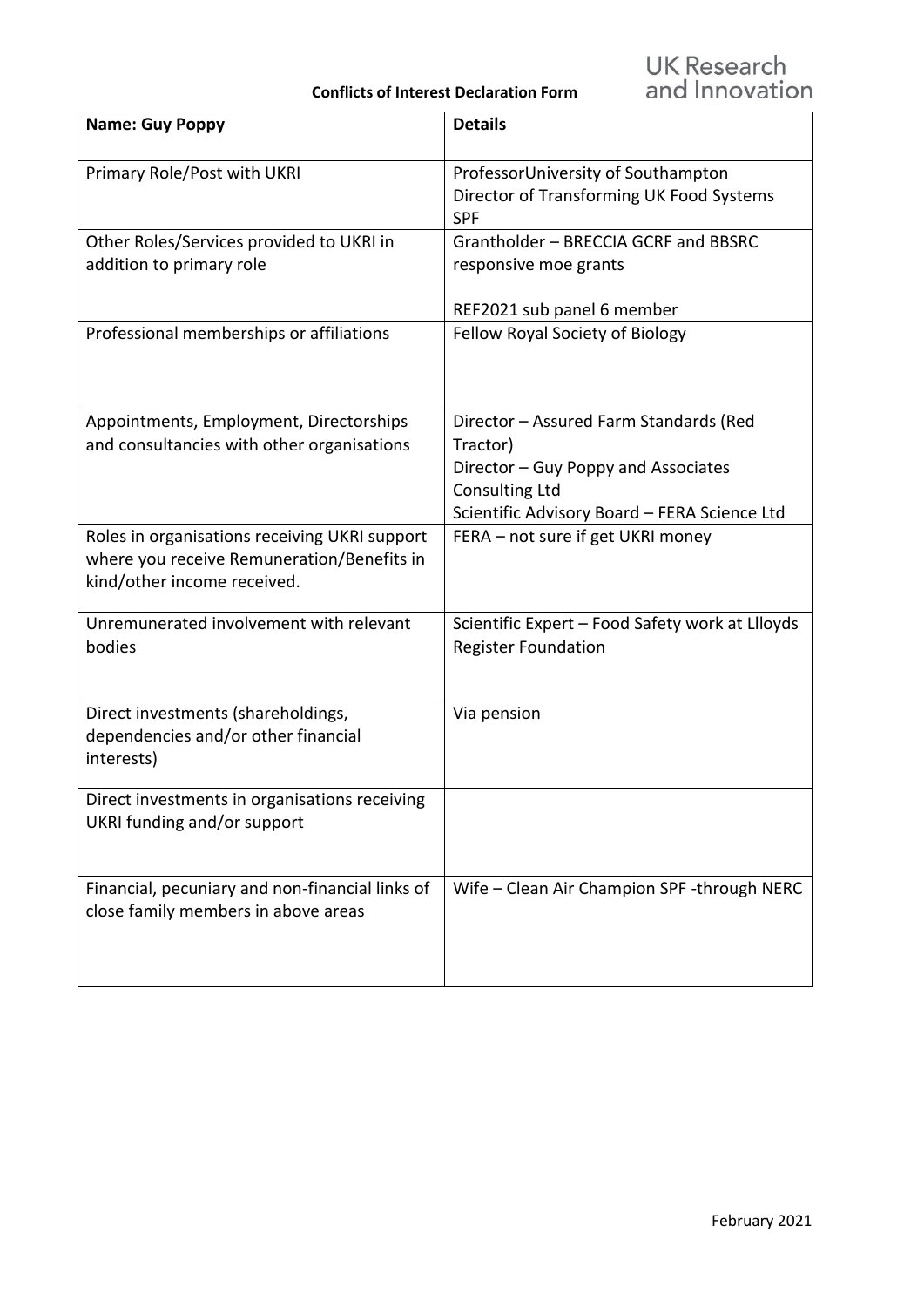**Conflicts of Interest Declaration Form**

UK Research and Innovation

| Name: Guy Poppy | Details |
| --- | --- |
| Primary Role/Post with UKRI | ProfessorUniversity of Southampton<br>Director of Transforming UK Food Systems SPF |
| Other Roles/Services provided to UKRI in addition to primary role | Grantholder – BRECCIA GCRF and BBSRC responsive moe grants<br><br>REF2021 sub panel 6 member |
| Professional memberships or affiliations | Fellow Royal Society of Biology |
| Appointments, Employment, Directorships and consultancies with other organisations | Director – Assured Farm Standards (Red Tractor)<br>Director – Guy Poppy and Associates Consulting Ltd<br>Scientific Advisory Board – FERA Science Ltd |
| Roles in organisations receiving UKRI support where you receive Remuneration/Benefits in kind/other income received. | FERA – not sure if get UKRI money |
| Unremunerated involvement with relevant bodies | Scientific Expert – Food Safety work at Llloyds Register Foundation |
| Direct investments (shareholdings, dependencies and/or other financial interests) | Via pension |
| Direct investments in organisations receiving UKRI funding and/or support | |
| Financial, pecuniary and non-financial links of close family members in above areas | Wife – Clean Air Champion SPF -through NERC |

February 2021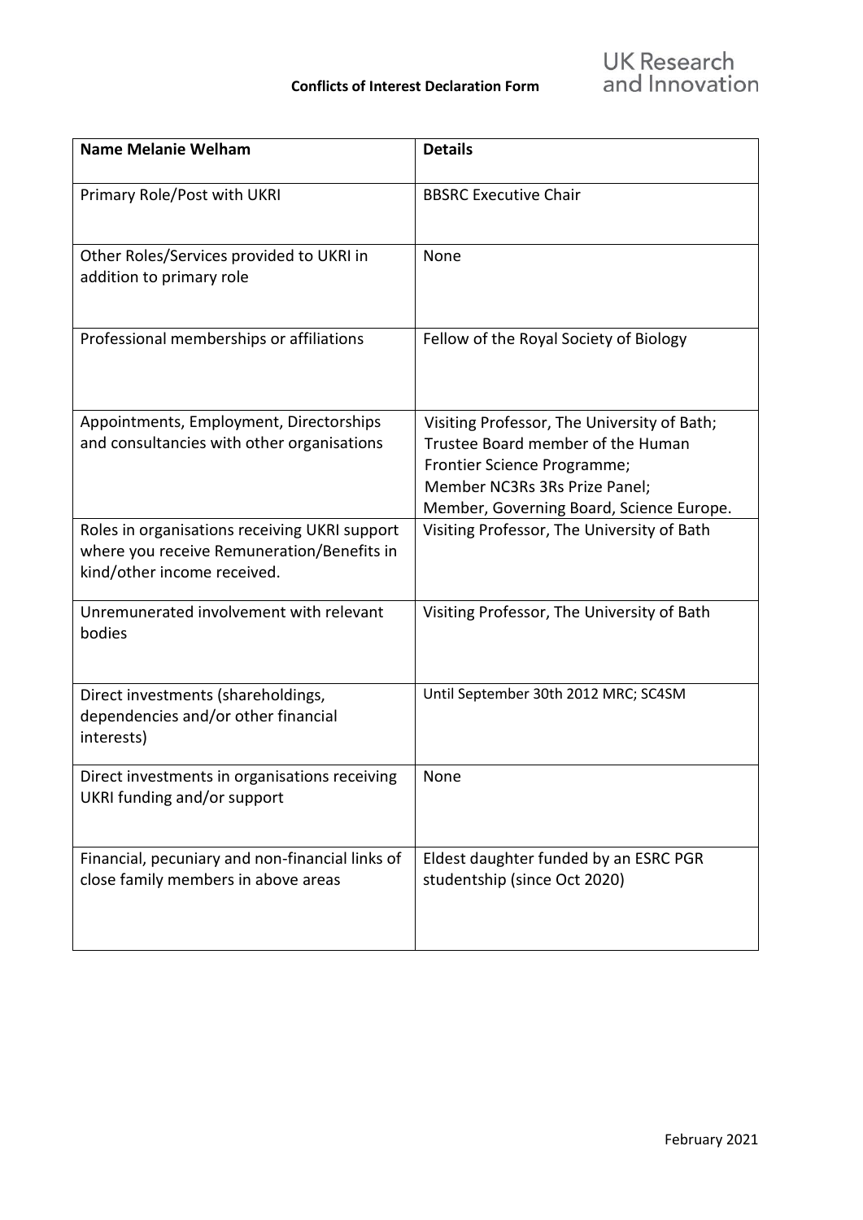**Conflicts of Interest Declaration Form**

| **Name Melanie Welham** | **Details** |
|---|---|
| Primary Role/Post with UKRI | BBSRC Executive Chair |
| Other Roles/Services provided to UKRI in addition to primary role | None |
| Professional memberships or affiliations | Fellow of the Royal Society of Biology |
| Appointments, Employment, Directorships and consultancies with other organisations | Visiting Professor, The University of Bath; Trustee Board member of the Human Frontier Science Programme; Member NC3Rs 3Rs Prize Panel; Member, Governing Board, Science Europe. |
| Roles in organisations receiving UKRI support where you receive Remuneration/Benefits in kind/other income received. | Visiting Professor, The University of Bath |
| Unremunerated involvement with relevant bodies | Visiting Professor, The University of Bath |
| Direct investments (shareholdings, dependencies and/or other financial interests) | Until September 30th 2012 MRC; SC4SM |
| Direct investments in organisations receiving UKRI funding and/or support | None |
| Financial, pecuniary and non-financial links of close family members in above areas | Eldest daughter funded by an ESRC PGR studentship (since Oct 2020) |

February 2021